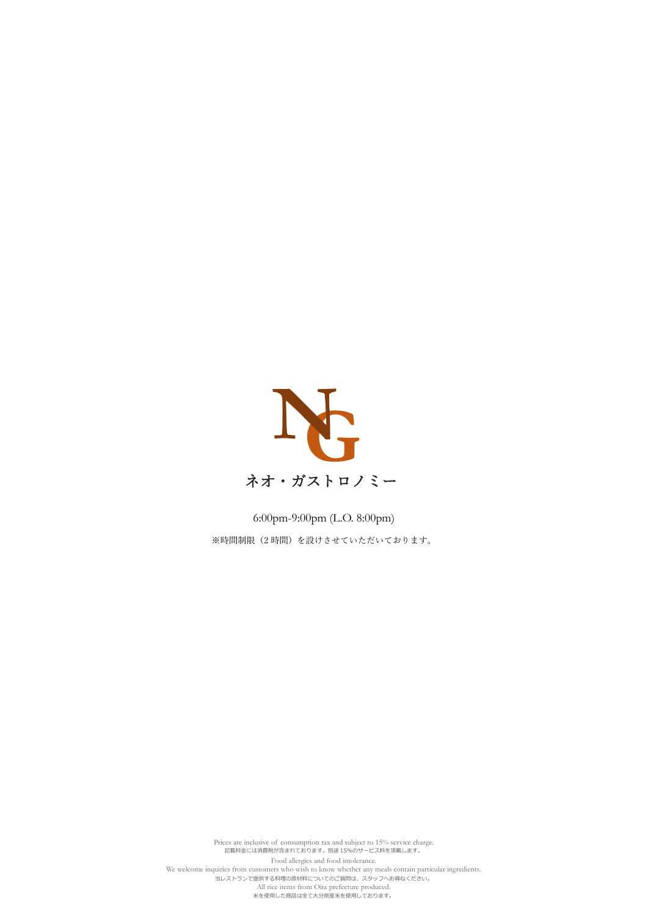NG

# ネオ・ガストロノミー

6:00pm-9:00pm (L.O. 8:00pm)

※時間制限（2 時間）を設けさせていただいております。

Prices are inclusive of consumption tax and subject to 15% service charge.
記載料金には消費税が含まれております。別途 15%のサービス料を頂戴します。

Food allergies and food intolerance.
We welcome inquiries from customers who wish to know whether any meals contain particular ingredients.
当レストランで提供する料理の原材料についてのご質問は、スタッフへお尋ねください。

All rice items from Oita prefecture produced.
米を使用した商品は全て大分県産米を使用しております。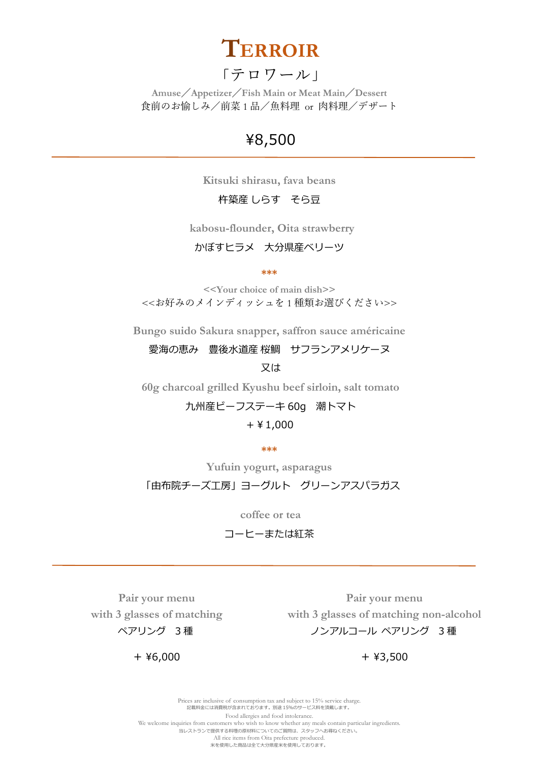# TERROIR

「テロワール」

Amuse／Appetizer／Fish Main or Meat Main／Dessert

食前のお愉しみ／前菜 1 品／魚料理 or 肉料理／デザート

## ¥8,500

---

Kitsuki shirasu, fava beans

杵築産 しらす　そら豆

kabosu-flounder, Oita strawberry

かぼすヒラメ　大分県産ベリーツ

***

<<Your choice of main dish>>

<<お好みのメインディッシュを 1 種類お選びください>>

Bungo suido Sakura snapper, saffron sauce américaine

愛海の恵み　豊後水道産 桜鯛　サフランアメリケーヌ

又は

60g charcoal grilled Kyushu beef sirloin, salt tomato

九州産ビーフステーキ 60g　潮トマト

+ ¥1,000

***

Yufuin yogurt, asparagus

「由布院チーズ工房」ヨーグルト　グリーンアスパラガス

coffee or tea

コーヒーまたは紅茶

---

Pair your menu
with 3 glasses of matching

ペアリング　3 種

+ ¥6,000

Pair your menu
with 3 glasses of matching non-alcohol

ノンアルコール ペアリング　3 種

+ ¥3,500

Prices are inclusive of consumption tax and subject to 15% service charge.
記載料金には消費税が含まれております。別途 15%のサービス料を頂戴します。

Food allergies and food intolerance.
We welcome inquiries from customers who wish to know whether any meals contain particular ingredients.
当レストランで提供する料理の原材料についてのご質問は、スタッフへお尋ねください。

All rice items from Oita prefecture produced.
米を使用した商品は全て大分県産米を使用しております。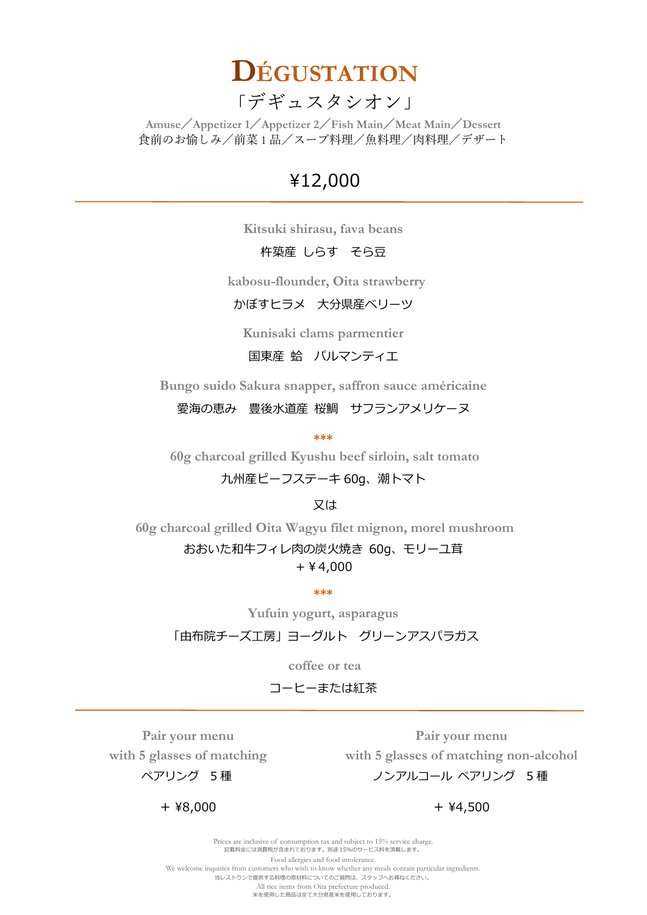# DÉGUSTATION

「デギュスタシオン」

Amuse／Appetizer 1／Appetizer 2／Fish Main／Meat Main／Dessert
食前のお愉しみ／前菜 1 品／スープ料理／魚料理／肉料理／デザート

¥12,000

---

Kitsuki shirasu, fava beans
杵築産 しらす　そら豆

kabosu-flounder, Oita strawberry
かぼすヒラメ　大分県産ベリーツ

Kunisaki clams parmentier
国東産 蛤　パルマンティエ

Bungo suido Sakura snapper, saffron sauce américaine
愛海の恵み　豊後水道産 桜鯛　サフランアメリケーヌ

***

60g charcoal grilled Kyushu beef sirloin, salt tomato
九州産ビーフステーキ 60g、潮トマト

又は

60g charcoal grilled Oita Wagyu filet mignon, morel mushroom
おおいた和牛フィレ肉の炭火焼き 60g、モリーユ茸
+￥4,000

***

Yufuin yogurt, asparagus
「由布院チーズ工房」ヨーグルト　グリーンアスパラガス

coffee or tea
コーヒーまたは紅茶

---

Pair your menu
with 5 glasses of matching
ペアリング　5 種

+ ¥8,000

Pair your menu
with 5 glasses of matching non-alcohol
ノンアルコール ペアリング　5 種

+ ¥4,500

Prices are inclusive of consumption tax and subject to 15% service charge.
記載料金には消費税が含まれております。別途 15%のサービス料を頂戴します。
Food allergies and food intolerance.
We welcome inquiries from customers who wish to know whether any meals contain particular ingredients.
当レストランで提供する料理の原材料についてのご質問は、スタッフへお尋ねください。
All rice items from Oita prefecture produced.
米を使用した商品は全て大分県産米を使用しております。